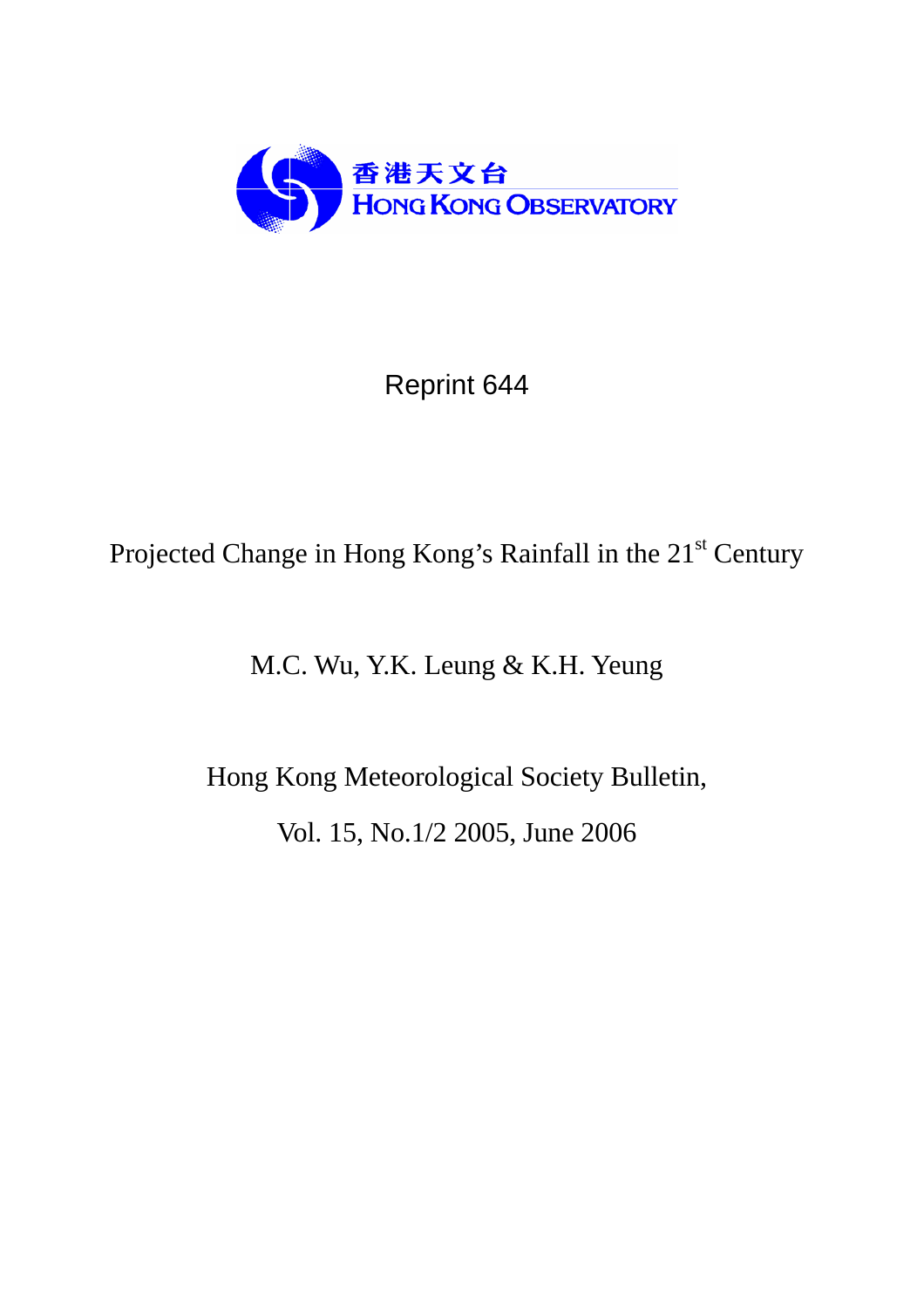香港天文台
HONG KONG OBSERVATORY

Reprint 644

# Projected Change in Hong Kong's Rainfall in the 21st Century

M.C. Wu, Y.K. Leung & K.H. Yeung

Hong Kong Meteorological Society Bulletin,

Vol. 15, No.1/2 2005, June 2006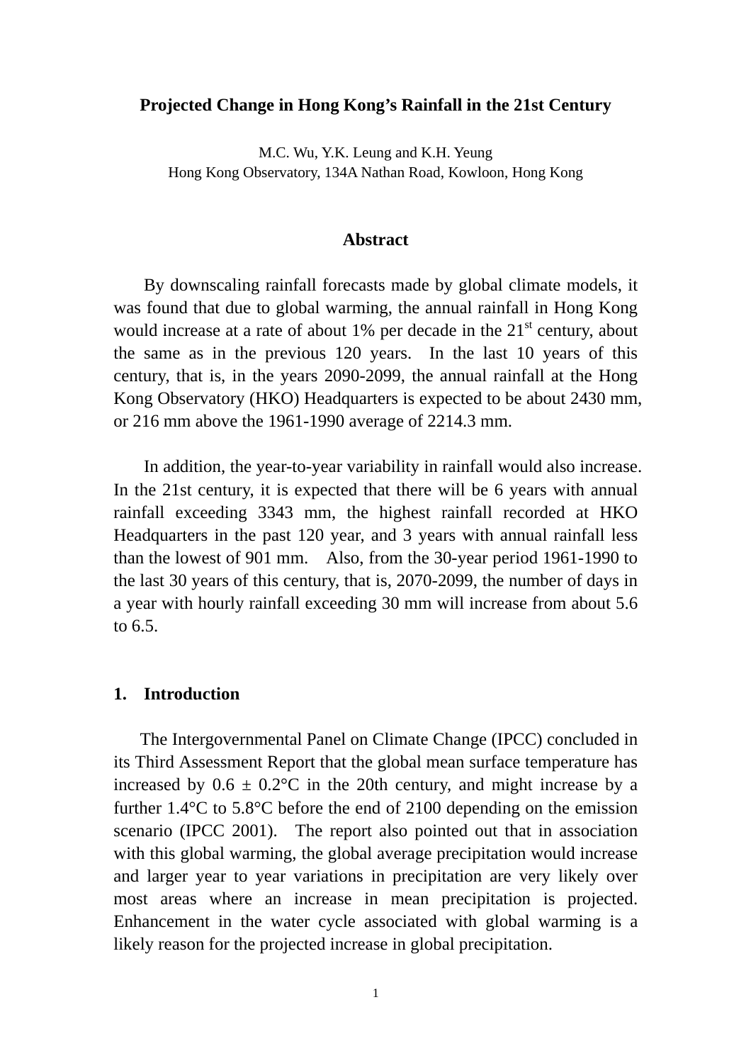# Projected Change in Hong Kong's Rainfall in the 21st Century

M.C. Wu, Y.K. Leung and K.H. Yeung
Hong Kong Observatory, 134A Nathan Road, Kowloon, Hong Kong

## Abstract

By downscaling rainfall forecasts made by global climate models, it was found that due to global warming, the annual rainfall in Hong Kong would increase at a rate of about 1% per decade in the 21st century, about the same as in the previous 120 years. In the last 10 years of this century, that is, in the years 2090-2099, the annual rainfall at the Hong Kong Observatory (HKO) Headquarters is expected to be about 2430 mm, or 216 mm above the 1961-1990 average of 2214.3 mm.

In addition, the year-to-year variability in rainfall would also increase. In the 21st century, it is expected that there will be 6 years with annual rainfall exceeding 3343 mm, the highest rainfall recorded at HKO Headquarters in the past 120 year, and 3 years with annual rainfall less than the lowest of 901 mm. Also, from the 30-year period 1961-1990 to the last 30 years of this century, that is, 2070-2099, the number of days in a year with hourly rainfall exceeding 30 mm will increase from about 5.6 to 6.5.

## 1. Introduction

The Intergovernmental Panel on Climate Change (IPCC) concluded in its Third Assessment Report that the global mean surface temperature has increased by 0.6 ± 0.2°C in the 20th century, and might increase by a further 1.4°C to 5.8°C before the end of 2100 depending on the emission scenario (IPCC 2001). The report also pointed out that in association with this global warming, the global average precipitation would increase and larger year to year variations in precipitation are very likely over most areas where an increase in mean precipitation is projected. Enhancement in the water cycle associated with global warming is a likely reason for the projected increase in global precipitation.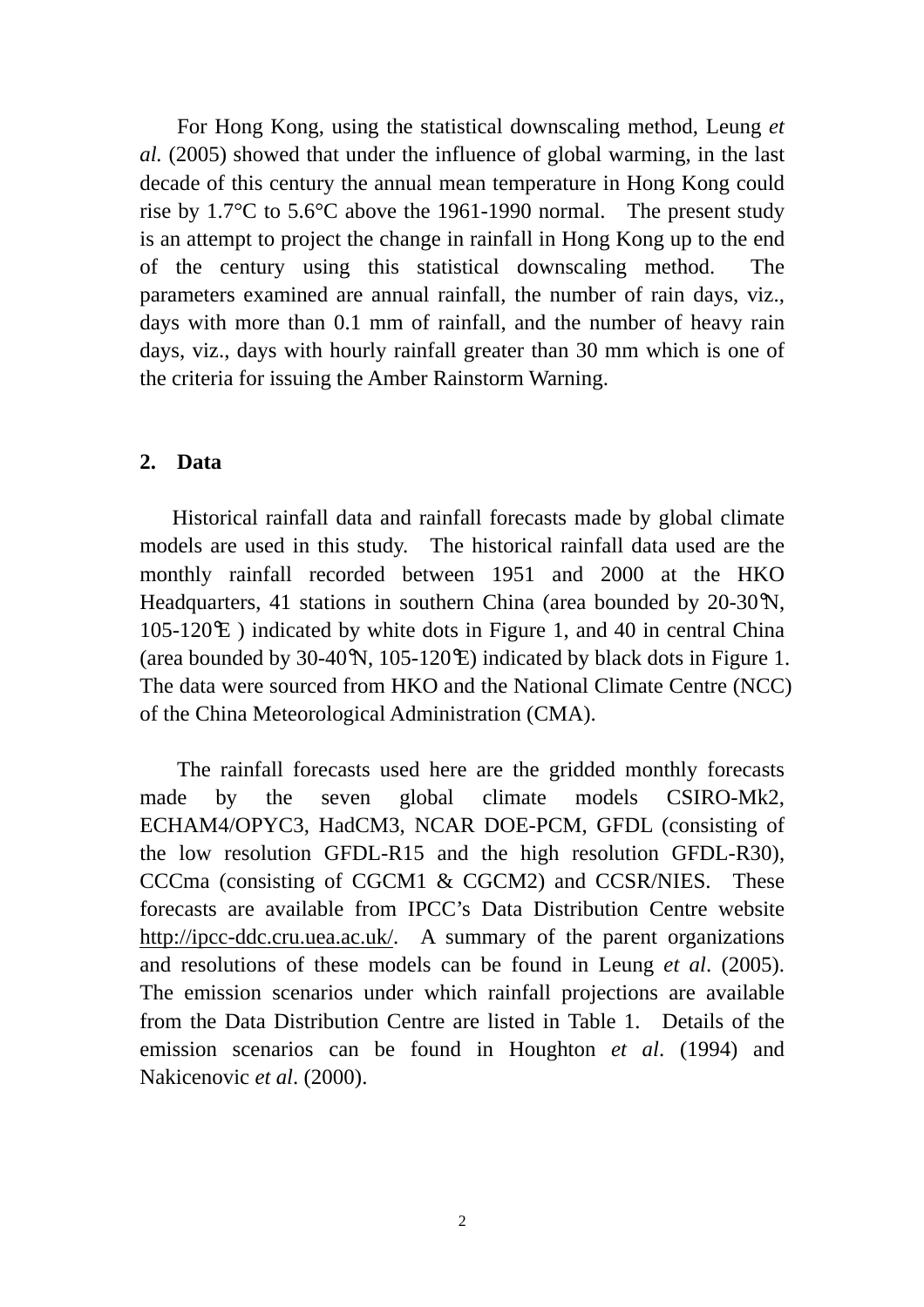For Hong Kong, using the statistical downscaling method, Leung *et al.* (2005) showed that under the influence of global warming, in the last decade of this century the annual mean temperature in Hong Kong could rise by 1.7°C to 5.6°C above the 1961-1990 normal. The present study is an attempt to project the change in rainfall in Hong Kong up to the end of the century using this statistical downscaling method. The parameters examined are annual rainfall, the number of rain days, viz., days with more than 0.1 mm of rainfall, and the number of heavy rain days, viz., days with hourly rainfall greater than 30 mm which is one of the criteria for issuing the Amber Rainstorm Warning.

## 2. Data

Historical rainfall data and rainfall forecasts made by global climate models are used in this study. The historical rainfall data used are the monthly rainfall recorded between 1951 and 2000 at the HKO Headquarters, 41 stations in southern China (area bounded by 20-30°N, 105-120°E ) indicated by white dots in Figure 1, and 40 in central China (area bounded by 30-40°N, 105-120°E) indicated by black dots in Figure 1. The data were sourced from HKO and the National Climate Centre (NCC) of the China Meteorological Administration (CMA).

The rainfall forecasts used here are the gridded monthly forecasts made by the seven global climate models CSIRO-Mk2, ECHAM4/OPYC3, HadCM3, NCAR DOE-PCM, GFDL (consisting of the low resolution GFDL-R15 and the high resolution GFDL-R30), CCCma (consisting of CGCM1 & CGCM2) and CCSR/NIES. These forecasts are available from IPCC's Data Distribution Centre website http://ipcc-ddc.cru.uea.ac.uk/. A summary of the parent organizations and resolutions of these models can be found in Leung *et al*. (2005). The emission scenarios under which rainfall projections are available from the Data Distribution Centre are listed in Table 1. Details of the emission scenarios can be found in Houghton *et al*. (1994) and Nakicenovic *et al*. (2000).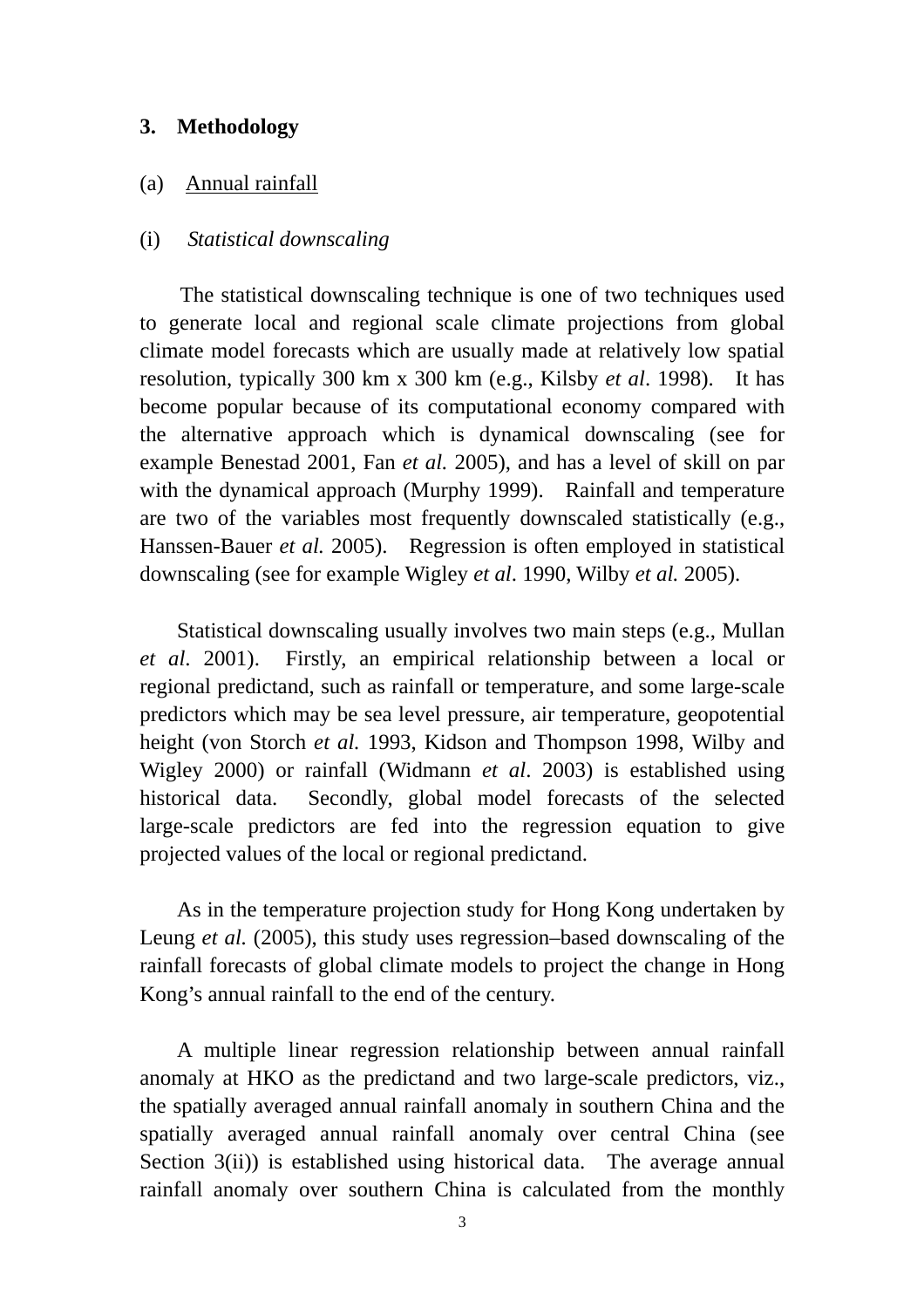## 3. Methodology

### (a) Annual rainfall

#### (i) *Statistical downscaling*

The statistical downscaling technique is one of two techniques used to generate local and regional scale climate projections from global climate model forecasts which are usually made at relatively low spatial resolution, typically 300 km x 300 km (e.g., Kilsby *et al*. 1998). It has become popular because of its computational economy compared with the alternative approach which is dynamical downscaling (see for example Benestad 2001, Fan *et al.* 2005), and has a level of skill on par with the dynamical approach (Murphy 1999). Rainfall and temperature are two of the variables most frequently downscaled statistically (e.g., Hanssen-Bauer *et al.* 2005). Regression is often employed in statistical downscaling (see for example Wigley *et al*. 1990, Wilby *et al.* 2005).

Statistical downscaling usually involves two main steps (e.g., Mullan *et al*. 2001). Firstly, an empirical relationship between a local or regional predictand, such as rainfall or temperature, and some large-scale predictors which may be sea level pressure, air temperature, geopotential height (von Storch *et al.* 1993, Kidson and Thompson 1998, Wilby and Wigley 2000) or rainfall (Widmann *et al*. 2003) is established using historical data. Secondly, global model forecasts of the selected large-scale predictors are fed into the regression equation to give projected values of the local or regional predictand.

As in the temperature projection study for Hong Kong undertaken by Leung *et al.* (2005), this study uses regression–based downscaling of the rainfall forecasts of global climate models to project the change in Hong Kong's annual rainfall to the end of the century.

A multiple linear regression relationship between annual rainfall anomaly at HKO as the predictand and two large-scale predictors, viz., the spatially averaged annual rainfall anomaly in southern China and the spatially averaged annual rainfall anomaly over central China (see Section 3(ii)) is established using historical data. The average annual rainfall anomaly over southern China is calculated from the monthly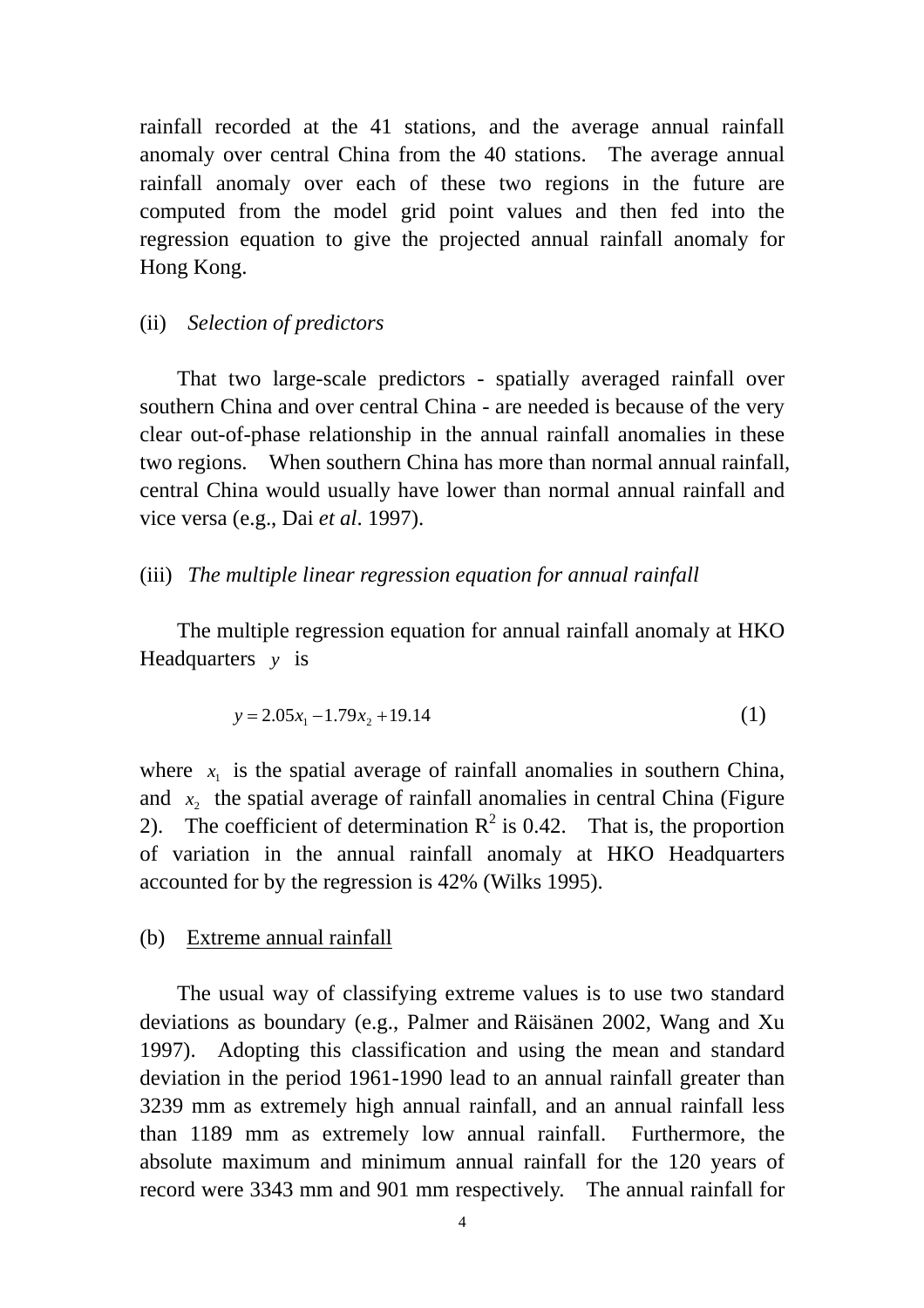rainfall recorded at the 41 stations, and the average annual rainfall anomaly over central China from the 40 stations. The average annual rainfall anomaly over each of these two regions in the future are computed from the model grid point values and then fed into the regression equation to give the projected annual rainfall anomaly for Hong Kong.

(ii) *Selection of predictors*

That two large-scale predictors - spatially averaged rainfall over southern China and over central China - are needed is because of the very clear out-of-phase relationship in the annual rainfall anomalies in these two regions. When southern China has more than normal annual rainfall, central China would usually have lower than normal annual rainfall and vice versa (e.g., Dai *et al*. 1997).

(iii) *The multiple linear regression equation for annual rainfall*

The multiple regression equation for annual rainfall anomaly at HKO Headquarters $y$ is

$$y = 2.05x_1 - 1.79x_2 + 19.14 \qquad (1)$$

where $x_1$ is the spatial average of rainfall anomalies in southern China, and $x_2$ the spatial average of rainfall anomalies in central China (Figure 2). The coefficient of determination $R^2$ is 0.42. That is, the proportion of variation in the annual rainfall anomaly at HKO Headquarters accounted for by the regression is 42% (Wilks 1995).

(b) Extreme annual rainfall

The usual way of classifying extreme values is to use two standard deviations as boundary (e.g., Palmer and Räisänen 2002, Wang and Xu 1997). Adopting this classification and using the mean and standard deviation in the period 1961-1990 lead to an annual rainfall greater than 3239 mm as extremely high annual rainfall, and an annual rainfall less than 1189 mm as extremely low annual rainfall. Furthermore, the absolute maximum and minimum annual rainfall for the 120 years of record were 3343 mm and 901 mm respectively. The annual rainfall for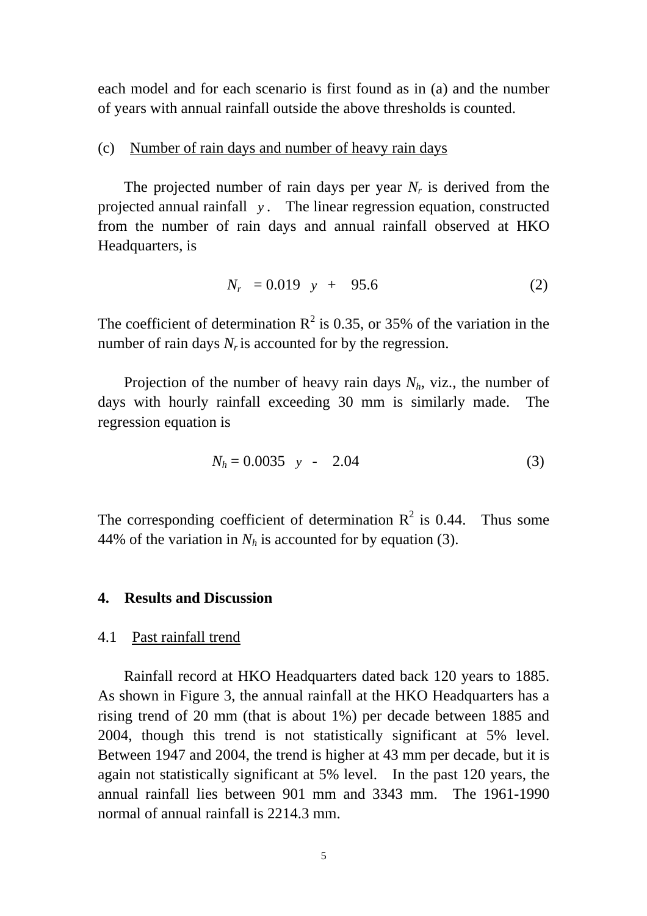each model and for each scenario is first found as in (a) and the number of years with annual rainfall outside the above thresholds is counted.

(c) Number of rain days and number of heavy rain days

The projected number of rain days per year $N_r$ is derived from the projected annual rainfall $y$. The linear regression equation, constructed from the number of rain days and annual rainfall observed at HKO Headquarters, is

$$N_r = 0.019\ y + 95.6 \qquad (2)$$

The coefficient of determination $R^2$ is 0.35, or 35% of the variation in the number of rain days $N_r$ is accounted for by the regression.

Projection of the number of heavy rain days $N_h$, viz., the number of days with hourly rainfall exceeding 30 mm is similarly made. The regression equation is

$$N_h = 0.0035\ y - 2.04 \qquad (3)$$

The corresponding coefficient of determination $R^2$ is 0.44. Thus some 44% of the variation in $N_h$ is accounted for by equation (3).

## 4. Results and Discussion

### 4.1 Past rainfall trend

Rainfall record at HKO Headquarters dated back 120 years to 1885. As shown in Figure 3, the annual rainfall at the HKO Headquarters has a rising trend of 20 mm (that is about 1%) per decade between 1885 and 2004, though this trend is not statistically significant at 5% level. Between 1947 and 2004, the trend is higher at 43 mm per decade, but it is again not statistically significant at 5% level. In the past 120 years, the annual rainfall lies between 901 mm and 3343 mm. The 1961-1990 normal of annual rainfall is 2214.3 mm.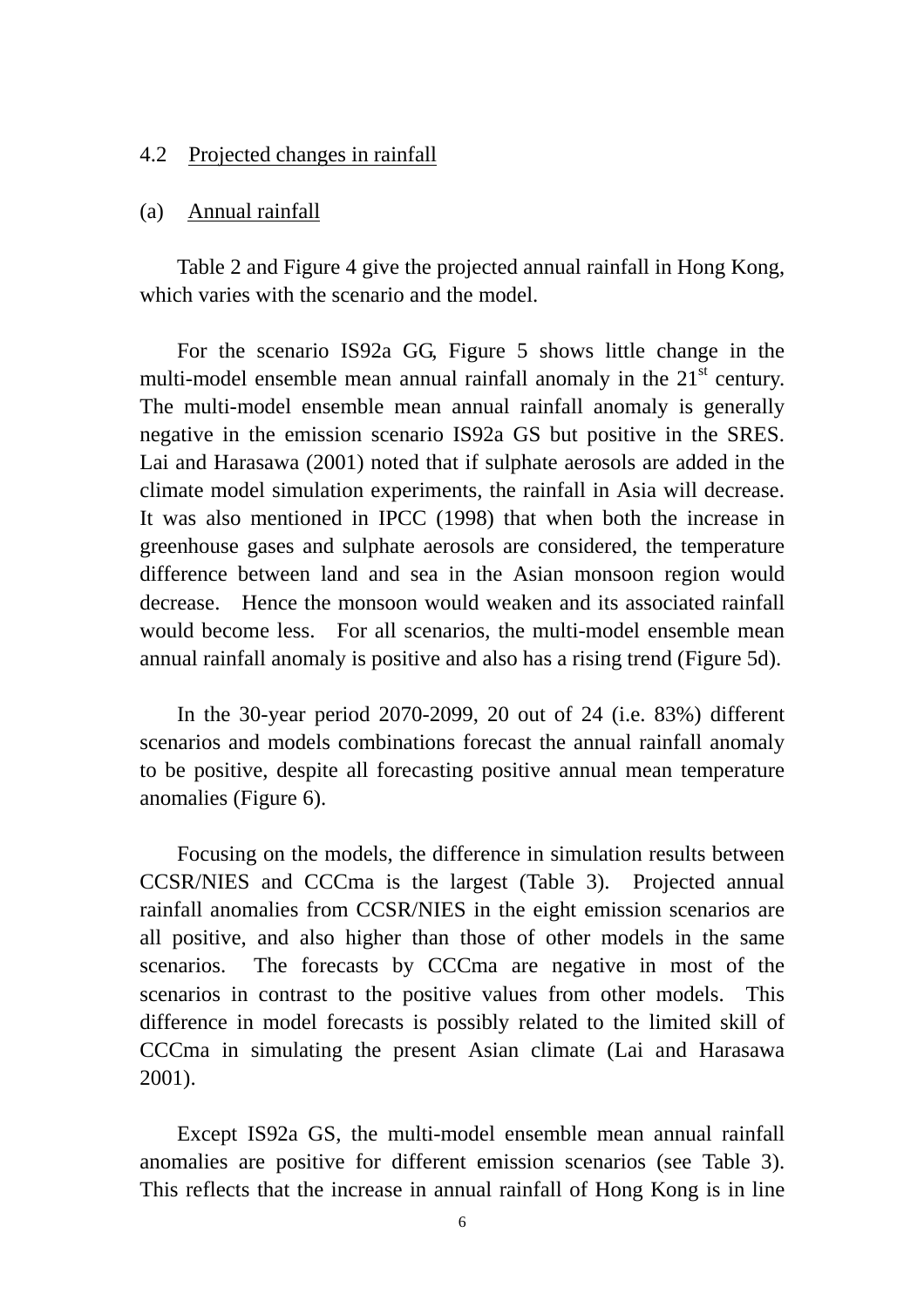### 4.2 Projected changes in rainfall

#### (a) Annual rainfall

Table 2 and Figure 4 give the projected annual rainfall in Hong Kong, which varies with the scenario and the model.

For the scenario IS92a GG, Figure 5 shows little change in the multi-model ensemble mean annual rainfall anomaly in the 21st century. The multi-model ensemble mean annual rainfall anomaly is generally negative in the emission scenario IS92a GS but positive in the SRES. Lai and Harasawa (2001) noted that if sulphate aerosols are added in the climate model simulation experiments, the rainfall in Asia will decrease. It was also mentioned in IPCC (1998) that when both the increase in greenhouse gases and sulphate aerosols are considered, the temperature difference between land and sea in the Asian monsoon region would decrease. Hence the monsoon would weaken and its associated rainfall would become less. For all scenarios, the multi-model ensemble mean annual rainfall anomaly is positive and also has a rising trend (Figure 5d).

In the 30-year period 2070-2099, 20 out of 24 (i.e. 83%) different scenarios and models combinations forecast the annual rainfall anomaly to be positive, despite all forecasting positive annual mean temperature anomalies (Figure 6).

Focusing on the models, the difference in simulation results between CCSR/NIES and CCCma is the largest (Table 3). Projected annual rainfall anomalies from CCSR/NIES in the eight emission scenarios are all positive, and also higher than those of other models in the same scenarios. The forecasts by CCCma are negative in most of the scenarios in contrast to the positive values from other models. This difference in model forecasts is possibly related to the limited skill of CCCma in simulating the present Asian climate (Lai and Harasawa 2001).

Except IS92a GS, the multi-model ensemble mean annual rainfall anomalies are positive for different emission scenarios (see Table 3). This reflects that the increase in annual rainfall of Hong Kong is in line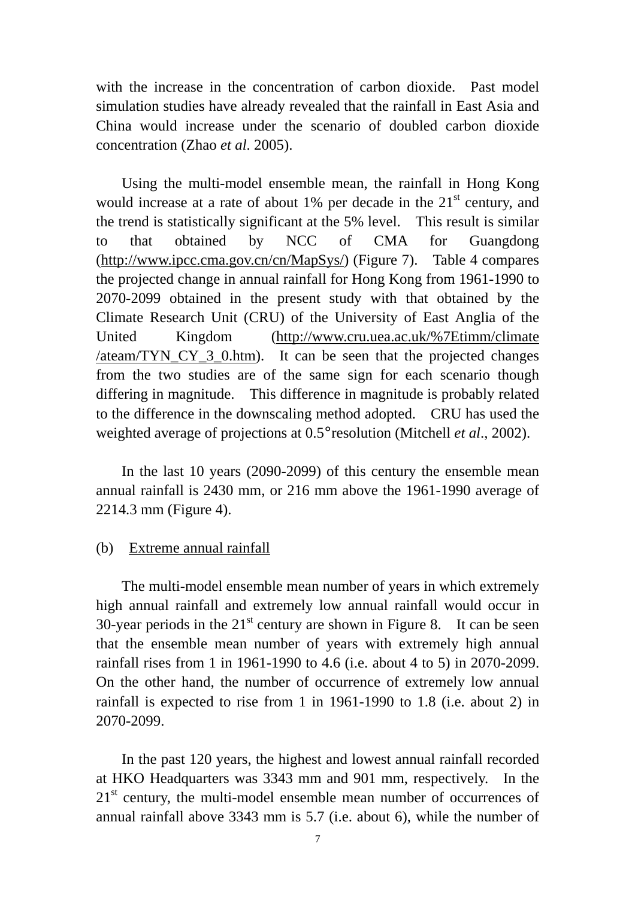with the increase in the concentration of carbon dioxide. Past model simulation studies have already revealed that the rainfall in East Asia and China would increase under the scenario of doubled carbon dioxide concentration (Zhao *et al*. 2005).

Using the multi-model ensemble mean, the rainfall in Hong Kong would increase at a rate of about 1% per decade in the 21st century, and the trend is statistically significant at the 5% level. This result is similar to that obtained by NCC of CMA for Guangdong (http://www.ipcc.cma.gov.cn/cn/MapSys/) (Figure 7). Table 4 compares the projected change in annual rainfall for Hong Kong from 1961-1990 to 2070-2099 obtained in the present study with that obtained by the Climate Research Unit (CRU) of the University of East Anglia of the United Kingdom (http://www.cru.uea.ac.uk/%7Etimm/climate/ateam/TYN_CY_3_0.htm). It can be seen that the projected changes from the two studies are of the same sign for each scenario though differing in magnitude. This difference in magnitude is probably related to the difference in the downscaling method adopted. CRU has used the weighted average of projections at 0.5° resolution (Mitchell *et al*., 2002).

In the last 10 years (2090-2099) of this century the ensemble mean annual rainfall is 2430 mm, or 216 mm above the 1961-1990 average of 2214.3 mm (Figure 4).

(b) Extreme annual rainfall

The multi-model ensemble mean number of years in which extremely high annual rainfall and extremely low annual rainfall would occur in 30-year periods in the 21st century are shown in Figure 8. It can be seen that the ensemble mean number of years with extremely high annual rainfall rises from 1 in 1961-1990 to 4.6 (i.e. about 4 to 5) in 2070-2099. On the other hand, the number of occurrence of extremely low annual rainfall is expected to rise from 1 in 1961-1990 to 1.8 (i.e. about 2) in 2070-2099.

In the past 120 years, the highest and lowest annual rainfall recorded at HKO Headquarters was 3343 mm and 901 mm, respectively. In the 21st century, the multi-model ensemble mean number of occurrences of annual rainfall above 3343 mm is 5.7 (i.e. about 6), while the number of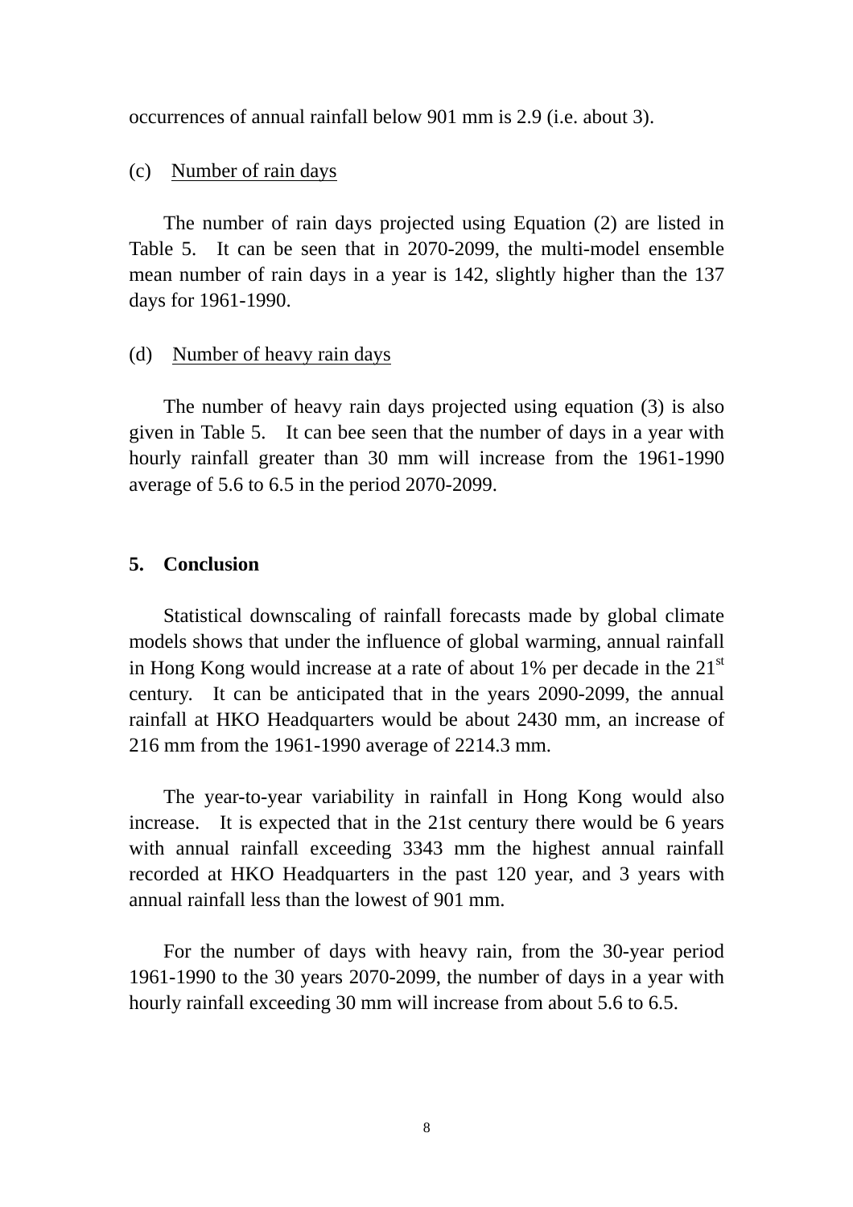occurrences of annual rainfall below 901 mm is 2.9 (i.e. about 3).

(c) Number of rain days

The number of rain days projected using Equation (2) are listed in Table 5. It can be seen that in 2070-2099, the multi-model ensemble mean number of rain days in a year is 142, slightly higher than the 137 days for 1961-1990.

(d) Number of heavy rain days

The number of heavy rain days projected using equation (3) is also given in Table 5. It can bee seen that the number of days in a year with hourly rainfall greater than 30 mm will increase from the 1961-1990 average of 5.6 to 6.5 in the period 2070-2099.

## 5. Conclusion

Statistical downscaling of rainfall forecasts made by global climate models shows that under the influence of global warming, annual rainfall in Hong Kong would increase at a rate of about 1% per decade in the 21st century. It can be anticipated that in the years 2090-2099, the annual rainfall at HKO Headquarters would be about 2430 mm, an increase of 216 mm from the 1961-1990 average of 2214.3 mm.

The year-to-year variability in rainfall in Hong Kong would also increase. It is expected that in the 21st century there would be 6 years with annual rainfall exceeding 3343 mm the highest annual rainfall recorded at HKO Headquarters in the past 120 year, and 3 years with annual rainfall less than the lowest of 901 mm.

For the number of days with heavy rain, from the 30-year period 1961-1990 to the 30 years 2070-2099, the number of days in a year with hourly rainfall exceeding 30 mm will increase from about 5.6 to 6.5.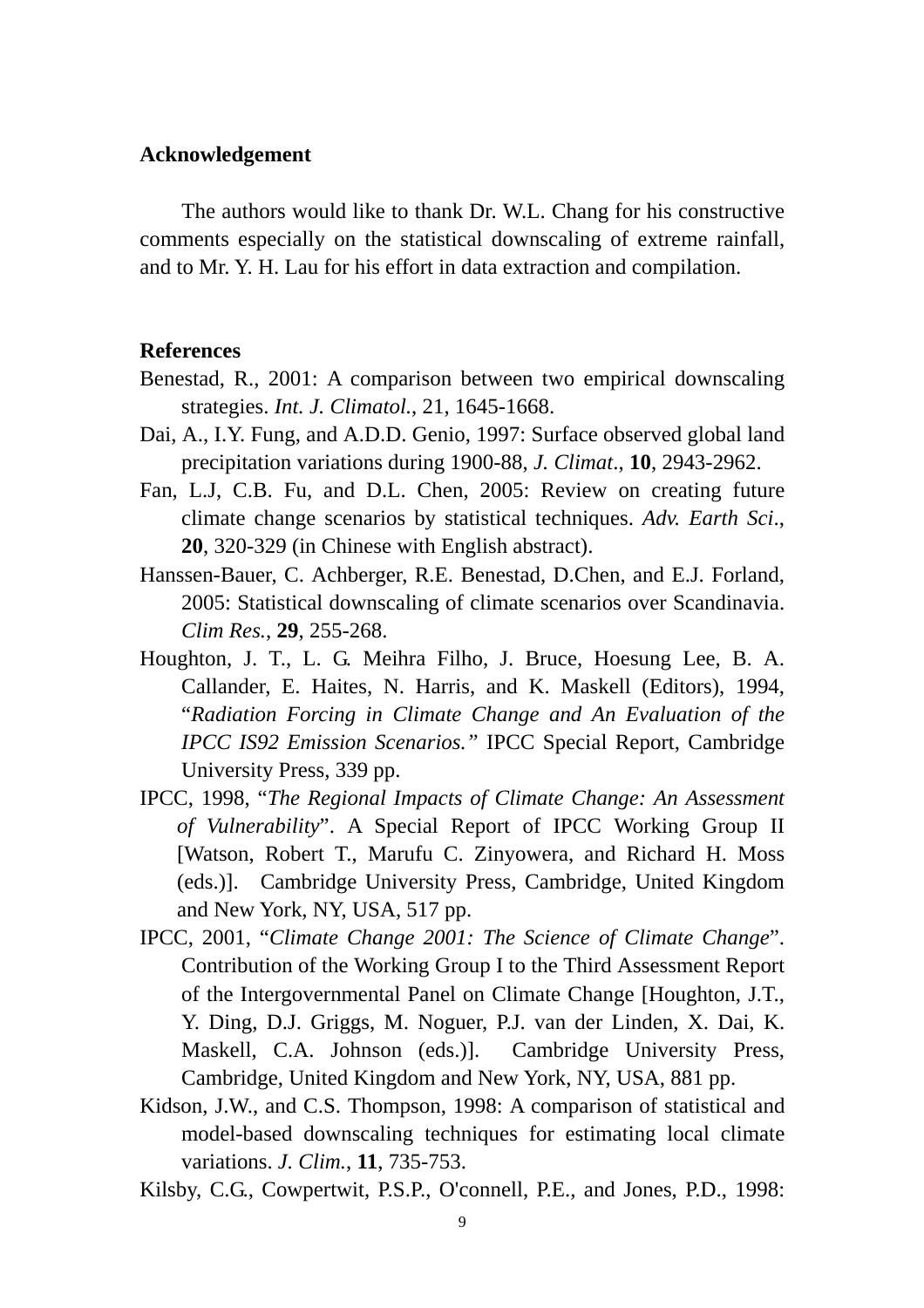## Acknowledgement

The authors would like to thank Dr. W.L. Chang for his constructive comments especially on the statistical downscaling of extreme rainfall, and to Mr. Y. H. Lau for his effort in data extraction and compilation.

## References

Benestad, R., 2001: A comparison between two empirical downscaling strategies. *Int. J. Climatol.*, 21, 1645-1668.

Dai, A., I.Y. Fung, and A.D.D. Genio, 1997: Surface observed global land precipitation variations during 1900-88, *J. Climat*., **10**, 2943-2962.

Fan, L.J, C.B. Fu, and D.L. Chen, 2005: Review on creating future climate change scenarios by statistical techniques. *Adv. Earth Sci*., **20**, 320-329 (in Chinese with English abstract).

Hanssen-Bauer, C. Achberger, R.E. Benestad, D.Chen, and E.J. Forland, 2005: Statistical downscaling of climate scenarios over Scandinavia. *Clim Res.*, **29**, 255-268.

Houghton, J. T., L. G. Meihra Filho, J. Bruce, Hoesung Lee, B. A. Callander, E. Haites, N. Harris, and K. Maskell (Editors), 1994, "*Radiation Forcing in Climate Change and An Evaluation of the IPCC IS92 Emission Scenarios.*" IPCC Special Report, Cambridge University Press, 339 pp.

IPCC, 1998, "*The Regional Impacts of Climate Change: An Assessment of Vulnerability*". A Special Report of IPCC Working Group II [Watson, Robert T., Marufu C. Zinyowera, and Richard H. Moss (eds.)]. Cambridge University Press, Cambridge, United Kingdom and New York, NY, USA, 517 pp.

IPCC, 2001, "*Climate Change 2001: The Science of Climate Change*". Contribution of the Working Group I to the Third Assessment Report of the Intergovernmental Panel on Climate Change [Houghton, J.T., Y. Ding, D.J. Griggs, M. Noguer, P.J. van der Linden, X. Dai, K. Maskell, C.A. Johnson (eds.)]. Cambridge University Press, Cambridge, United Kingdom and New York, NY, USA, 881 pp.

Kidson, J.W., and C.S. Thompson, 1998: A comparison of statistical and model-based downscaling techniques for estimating local climate variations. *J. Clim.*, **11**, 735-753.

Kilsby, C.G., Cowpertwit, P.S.P., O'connell, P.E., and Jones, P.D., 1998: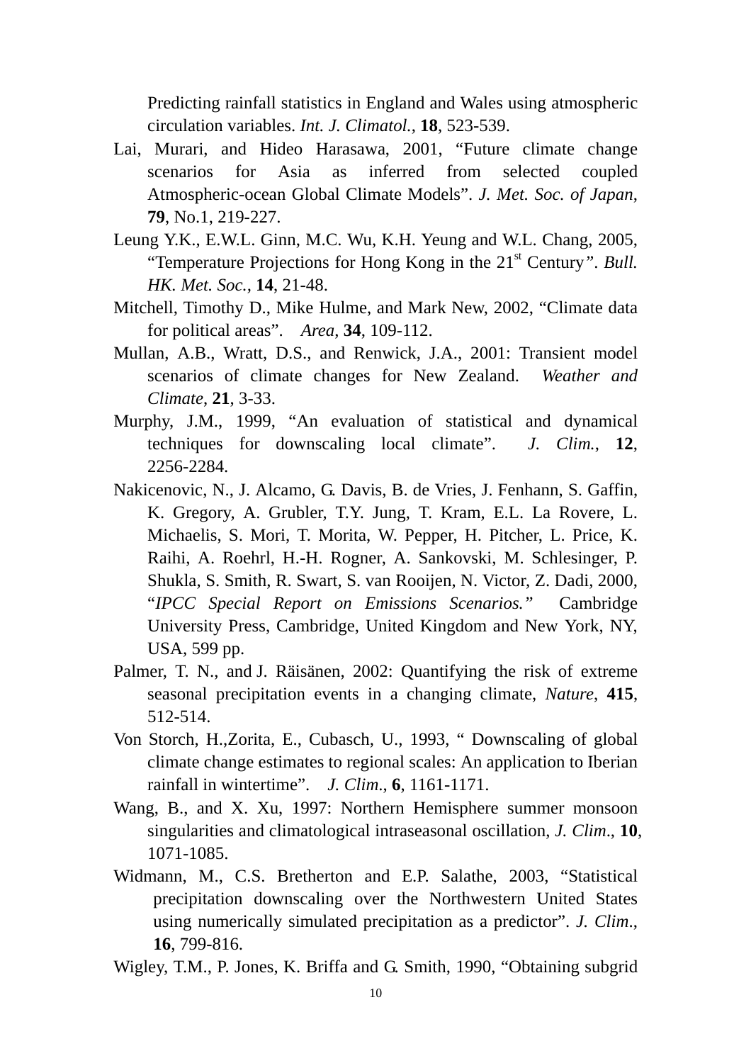Predicting rainfall statistics in England and Wales using atmospheric circulation variables. *Int. J. Climatol.*, **18**, 523-539.

Lai, Murari, and Hideo Harasawa, 2001, "Future climate change scenarios for Asia as inferred from selected coupled Atmospheric-ocean Global Climate Models". *J. Met. Soc. of Japan*, **79**, No.1, 219-227.

Leung Y.K., E.W.L. Ginn, M.C. Wu, K.H. Yeung and W.L. Chang, 2005, "Temperature Projections for Hong Kong in the 21st Century". *Bull. HK. Met. Soc.*, **14**, 21-48.

Mitchell, Timothy D., Mike Hulme, and Mark New, 2002, "Climate data for political areas". *Area*, **34**, 109-112.

Mullan, A.B., Wratt, D.S., and Renwick, J.A., 2001: Transient model scenarios of climate changes for New Zealand. *Weather and Climate*, **21**, 3-33.

Murphy, J.M., 1999, "An evaluation of statistical and dynamical techniques for downscaling local climate". *J. Clim.*, **12**, 2256-2284.

Nakicenovic, N., J. Alcamo, G. Davis, B. de Vries, J. Fenhann, S. Gaffin, K. Gregory, A. Grubler, T.Y. Jung, T. Kram, E.L. La Rovere, L. Michaelis, S. Mori, T. Morita, W. Pepper, H. Pitcher, L. Price, K. Raihi, A. Roehrl, H.-H. Rogner, A. Sankovski, M. Schlesinger, P. Shukla, S. Smith, R. Swart, S. van Rooijen, N. Victor, Z. Dadi, 2000, "*IPCC Special Report on Emissions Scenarios.*" Cambridge University Press, Cambridge, United Kingdom and New York, NY, USA, 599 pp.

Palmer, T. N., and J. Räisänen, 2002: Quantifying the risk of extreme seasonal precipitation events in a changing climate, *Nature*, **415**, 512-514.

Von Storch, H.,Zorita, E., Cubasch, U., 1993, " Downscaling of global climate change estimates to regional scales: An application to Iberian rainfall in wintertime". *J. Clim.*, **6**, 1161-1171.

Wang, B., and X. Xu, 1997: Northern Hemisphere summer monsoon singularities and climatological intraseasonal oscillation, *J. Clim.*, **10**, 1071-1085.

Widmann, M., C.S. Bretherton and E.P. Salathe, 2003, "Statistical precipitation downscaling over the Northwestern United States using numerically simulated precipitation as a predictor". *J. Clim.*, **16**, 799-816.

Wigley, T.M., P. Jones, K. Briffa and G. Smith, 1990, "Obtaining subgrid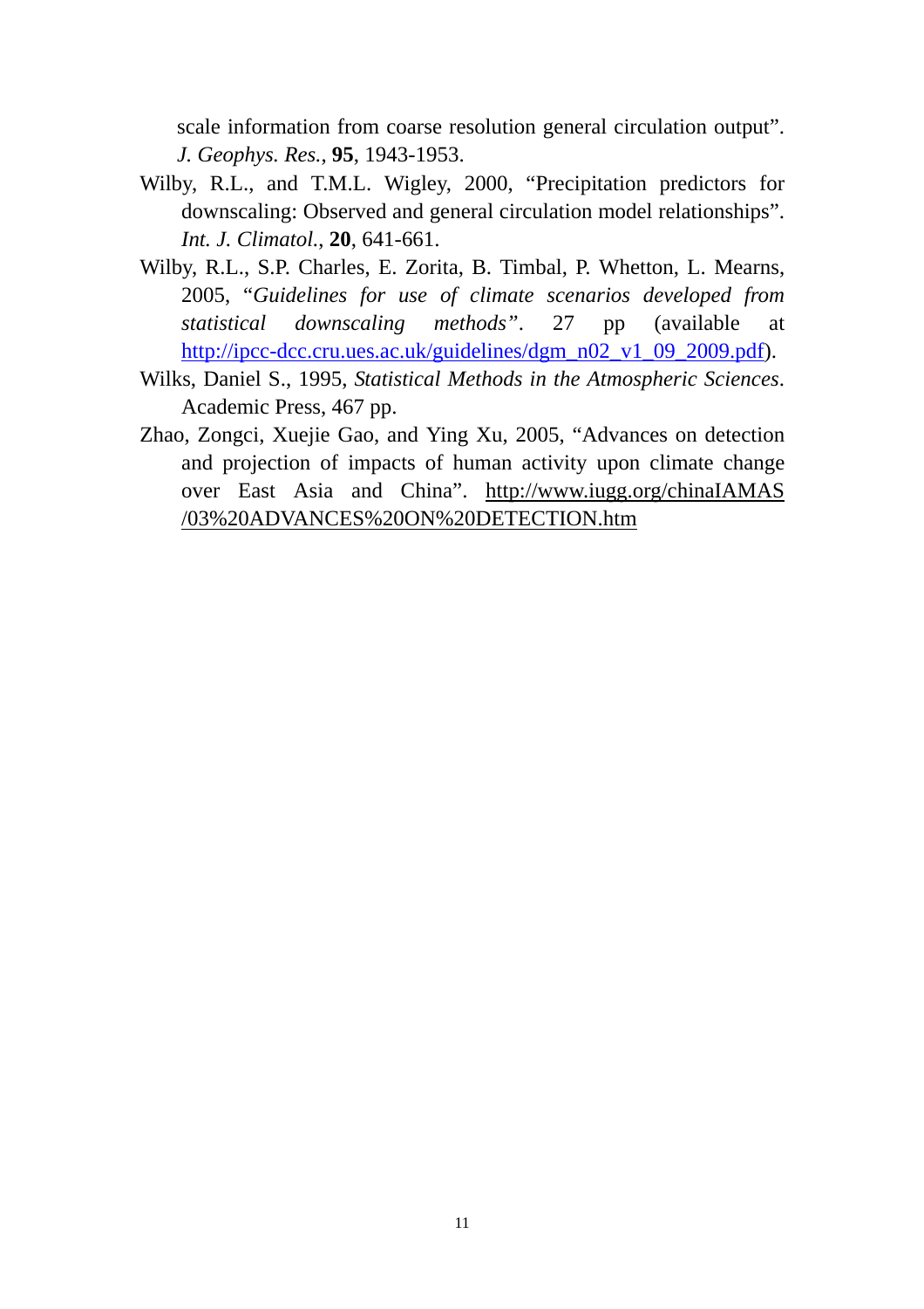scale information from coarse resolution general circulation output". *J. Geophys. Res.*, **95**, 1943-1953.

Wilby, R.L., and T.M.L. Wigley, 2000, "Precipitation predictors for downscaling: Observed and general circulation model relationships". *Int. J. Climatol.*, **20**, 641-661.

Wilby, R.L., S.P. Charles, E. Zorita, B. Timbal, P. Whetton, L. Mearns, 2005, "*Guidelines for use of climate scenarios developed from statistical downscaling methods*". 27 pp (available at http://ipcc-dcc.cru.ues.ac.uk/guidelines/dgm_n02_v1_09_2009.pdf).

Wilks, Daniel S., 1995, *Statistical Methods in the Atmospheric Sciences*. Academic Press, 467 pp.

Zhao, Zongci, Xuejie Gao, and Ying Xu, 2005, "Advances on detection and projection of impacts of human activity upon climate change over East Asia and China". http://www.iugg.org/chinaIAMAS/03%20ADVANCES%20ON%20DETECTION.htm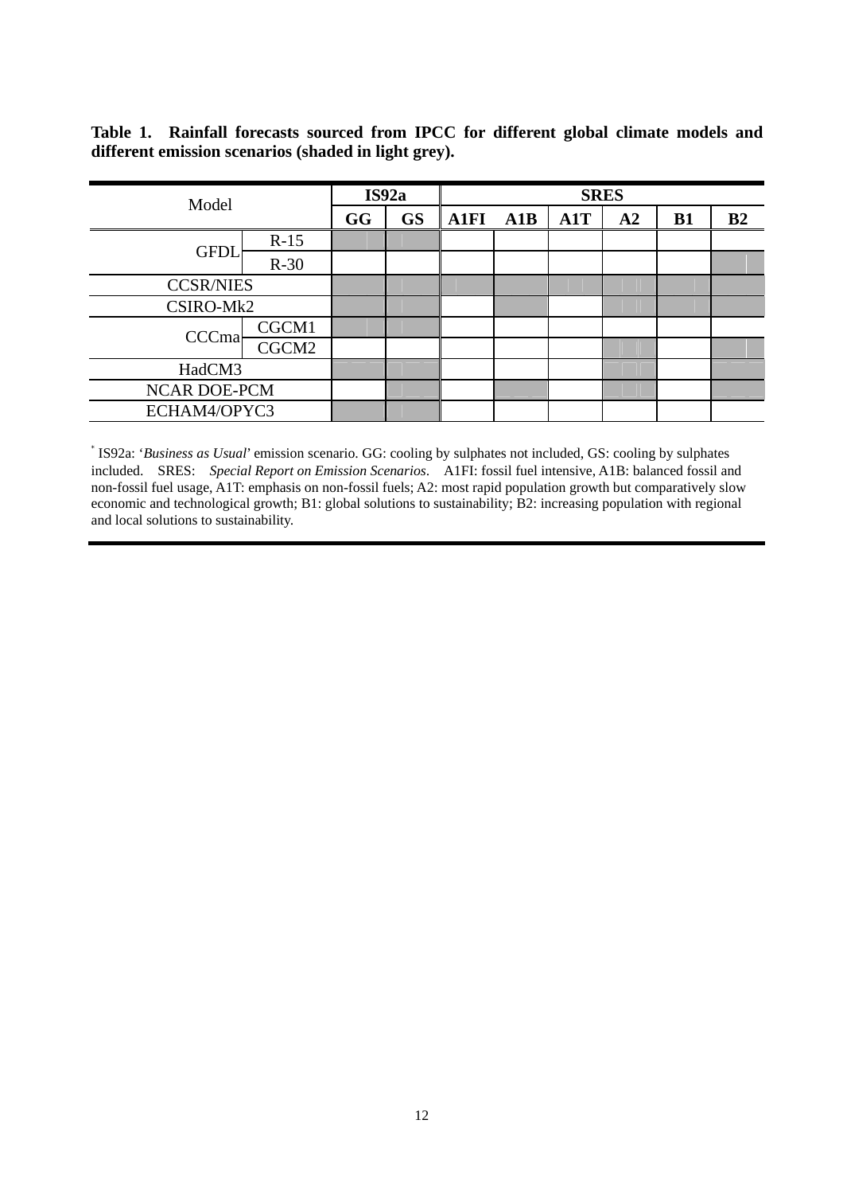**Table 1. Rainfall forecasts sourced from IPCC for different global climate models and different emission scenarios (shaded in light grey).**

| Model | | IS92a | | SRES | | | | | |
|---|---|---|---|---|---|---|---|---|---|
| | | GG | GS | A1FI | A1B | A1T | A2 | B1 | B2 |
| GFDL | R-15 | ■ | ■ | | | | | | |
| | R-30 | | | | | | | | ■ |
| CCSR/NIES | | ■ | ■ | ■ | ■ | ■ | ■ | ■ | ■ |
| CSIRO-Mk2 | | ■ | ■ | | ■ | | ■ | ■ | ■ |
| CCCma | CGCM1 | ■ | ■ | | | | | | |
| | CGCM2 | | | | | | ■ | | ■ |
| HadCM3 | | ■ | ■ | | | | ■ | | ■ |
| NCAR DOE-PCM | | | ■ | | ■ | | ■ | | ■ |
| ECHAM4/OPYC3 | | ■ | ■ | | | | | | |

* IS92a: '*Business as Usual*' emission scenario. GG: cooling by sulphates not included, GS: cooling by sulphates included. SRES: *Special Report on Emission Scenarios*. A1FI: fossil fuel intensive, A1B: balanced fossil and non-fossil fuel usage, A1T: emphasis on non-fossil fuels; A2: most rapid population growth but comparatively slow economic and technological growth; B1: global solutions to sustainability; B2: increasing population with regional and local solutions to sustainability.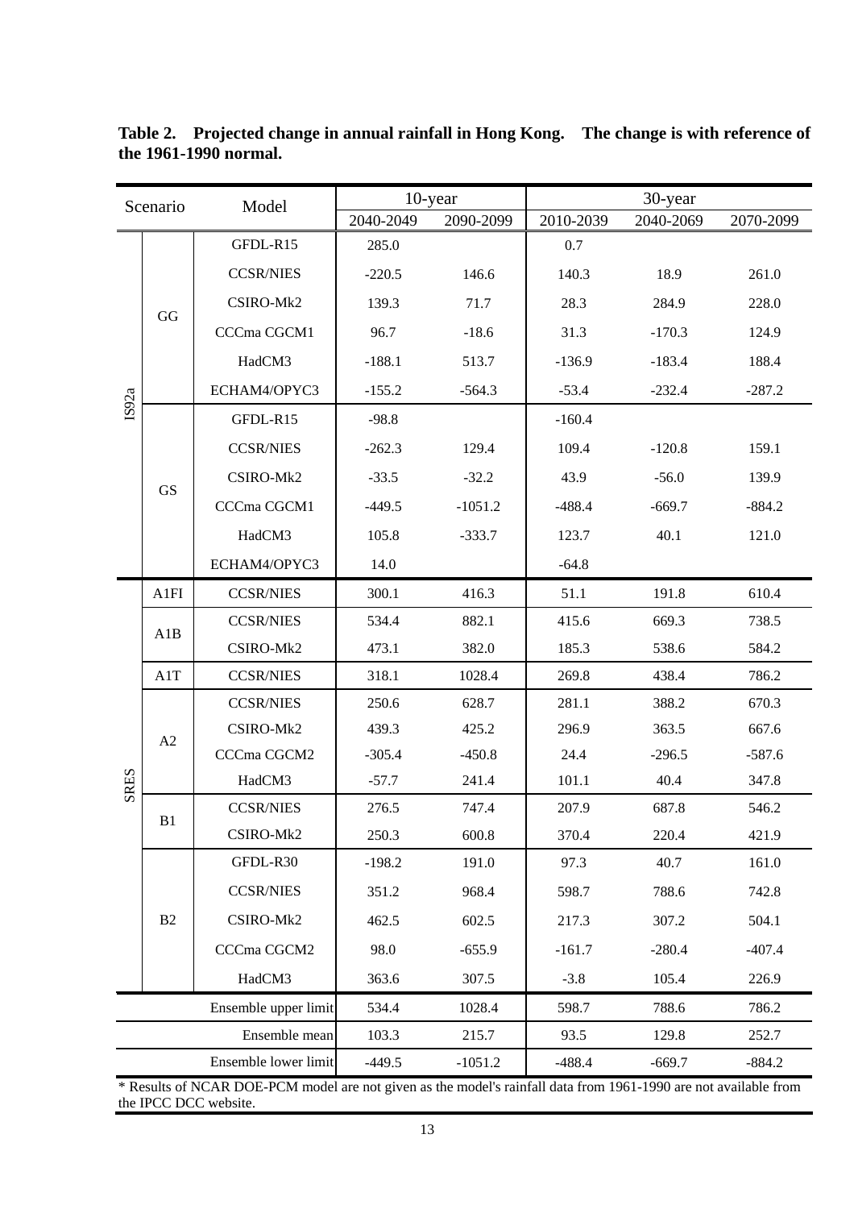**Table 2. Projected change in annual rainfall in Hong Kong. The change is with reference of the 1961-1990 normal.**

| Scenario | | Model | 10-year | | 30-year | | |
|---|---|---|---|---|---|---|---|
| | | | 2040-2049 | 2090-2099 | 2010-2039 | 2040-2069 | 2070-2099 |
| IS92a | GG | GFDL-R15 | 285.0 | | 0.7 | | |
| | | CCSR/NIES | -220.5 | 146.6 | 140.3 | 18.9 | 261.0 |
| | | CSIRO-Mk2 | 139.3 | 71.7 | 28.3 | 284.9 | 228.0 |
| | | CCCma CGCM1 | 96.7 | -18.6 | 31.3 | -170.3 | 124.9 |
| | | HadCM3 | -188.1 | 513.7 | -136.9 | -183.4 | 188.4 |
| | | ECHAM4/OPYC3 | -155.2 | -564.3 | -53.4 | -232.4 | -287.2 |
| | GS | GFDL-R15 | -98.8 | | -160.4 | | |
| | | CCSR/NIES | -262.3 | 129.4 | 109.4 | -120.8 | 159.1 |
| | | CSIRO-Mk2 | -33.5 | -32.2 | 43.9 | -56.0 | 139.9 |
| | | CCCma CGCM1 | -449.5 | -1051.2 | -488.4 | -669.7 | -884.2 |
| | | HadCM3 | 105.8 | -333.7 | 123.7 | 40.1 | 121.0 |
| | | ECHAM4/OPYC3 | 14.0 | | -64.8 | | |
| SRES | A1FI | CCSR/NIES | 300.1 | 416.3 | 51.1 | 191.8 | 610.4 |
| | A1B | CCSR/NIES | 534.4 | 882.1 | 415.6 | 669.3 | 738.5 |
| | | CSIRO-Mk2 | 473.1 | 382.0 | 185.3 | 538.6 | 584.2 |
| | A1T | CCSR/NIES | 318.1 | 1028.4 | 269.8 | 438.4 | 786.2 |
| | A2 | CCSR/NIES | 250.6 | 628.7 | 281.1 | 388.2 | 670.3 |
| | | CSIRO-Mk2 | 439.3 | 425.2 | 296.9 | 363.5 | 667.6 |
| | | CCCma CGCM2 | -305.4 | -450.8 | 24.4 | -296.5 | -587.6 |
| | | HadCM3 | -57.7 | 241.4 | 101.1 | 40.4 | 347.8 |
| | B1 | CCSR/NIES | 276.5 | 747.4 | 207.9 | 687.8 | 546.2 |
| | | CSIRO-Mk2 | 250.3 | 600.8 | 370.4 | 220.4 | 421.9 |
| | B2 | GFDL-R30 | -198.2 | 191.0 | 97.3 | 40.7 | 161.0 |
| | | CCSR/NIES | 351.2 | 968.4 | 598.7 | 788.6 | 742.8 |
| | | CSIRO-Mk2 | 462.5 | 602.5 | 217.3 | 307.2 | 504.1 |
| | | CCCma CGCM2 | 98.0 | -655.9 | -161.7 | -280.4 | -407.4 |
| | | HadCM3 | 363.6 | 307.5 | -3.8 | 105.4 | 226.9 |
| | | Ensemble upper limit | 534.4 | 1028.4 | 598.7 | 788.6 | 786.2 |
| | | Ensemble mean | 103.3 | 215.7 | 93.5 | 129.8 | 252.7 |
| | | Ensemble lower limit | -449.5 | -1051.2 | -488.4 | -669.7 | -884.2 |

* Results of NCAR DOE-PCM model are not given as the model's rainfall data from 1961-1990 are not available from the IPCC DCC website.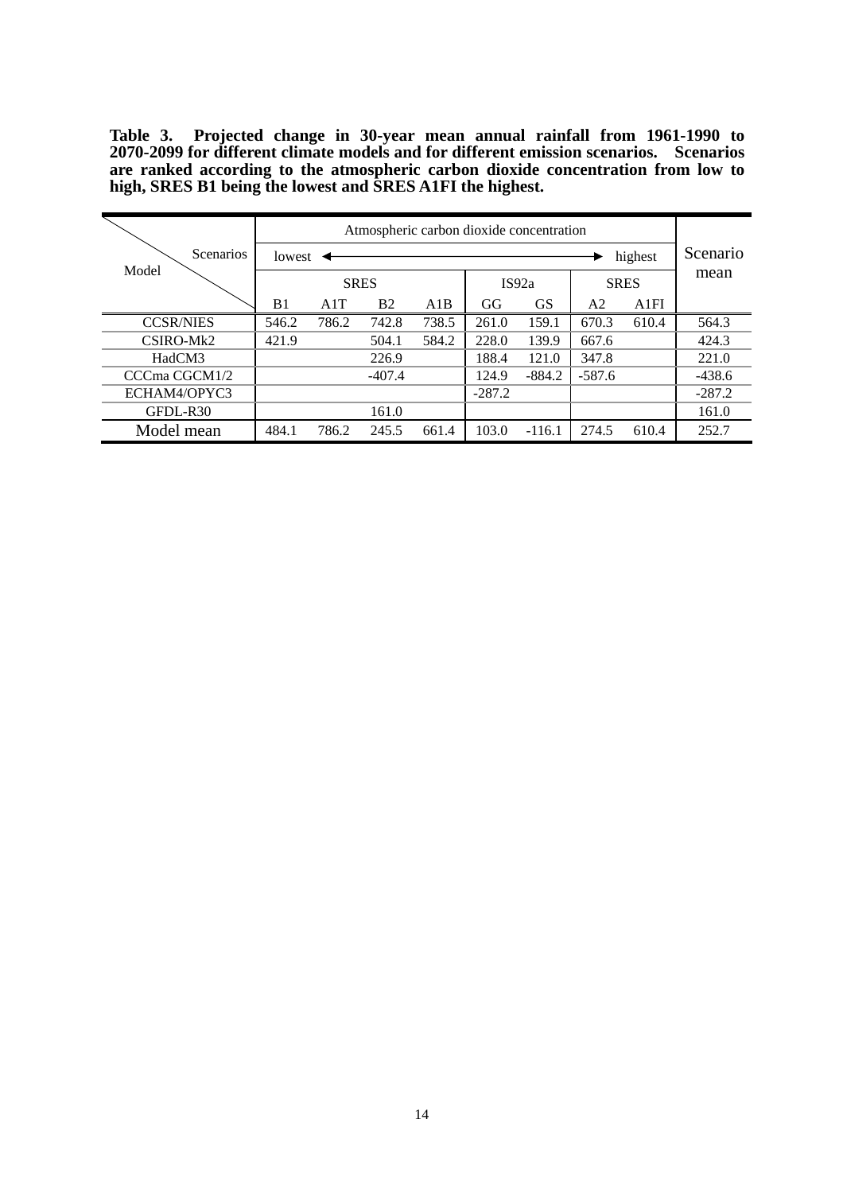**Table 3. Projected change in 30-year mean annual rainfall from 1961-1990 to 2070-2099 for different climate models and for different emission scenarios. Scenarios are ranked according to the atmospheric carbon dioxide concentration from low to high, SRES B1 being the lowest and SRES A1FI the highest.**

| Scenarios / Model | Atmospheric carbon dioxide concentration | | | | | | | | Scenario mean |
|---|---|---|---|---|---|---|---|---|---|
| | lowest ◄ | | | | | | | ► highest | |
| | SRES | | | | IS92a | | SRES | | |
| | B1 | A1T | B2 | A1B | GG | GS | A2 | A1FI | |
| CCSR/NIES | 546.2 | 786.2 | 742.8 | 738.5 | 261.0 | 159.1 | 670.3 | 610.4 | 564.3 |
| CSIRO-Mk2 | 421.9 | | 504.1 | 584.2 | 228.0 | 139.9 | 667.6 | | 424.3 |
| HadCM3 | | | 226.9 | | 188.4 | 121.0 | 347.8 | | 221.0 |
| CCCma CGCM1/2 | | | -407.4 | | 124.9 | -884.2 | -587.6 | | -438.6 |
| ECHAM4/OPYC3 | | | | | -287.2 | | | | -287.2 |
| GFDL-R30 | | | 161.0 | | | | | | 161.0 |
| Model mean | 484.1 | 786.2 | 245.5 | 661.4 | 103.0 | -116.1 | 274.5 | 610.4 | 252.7 |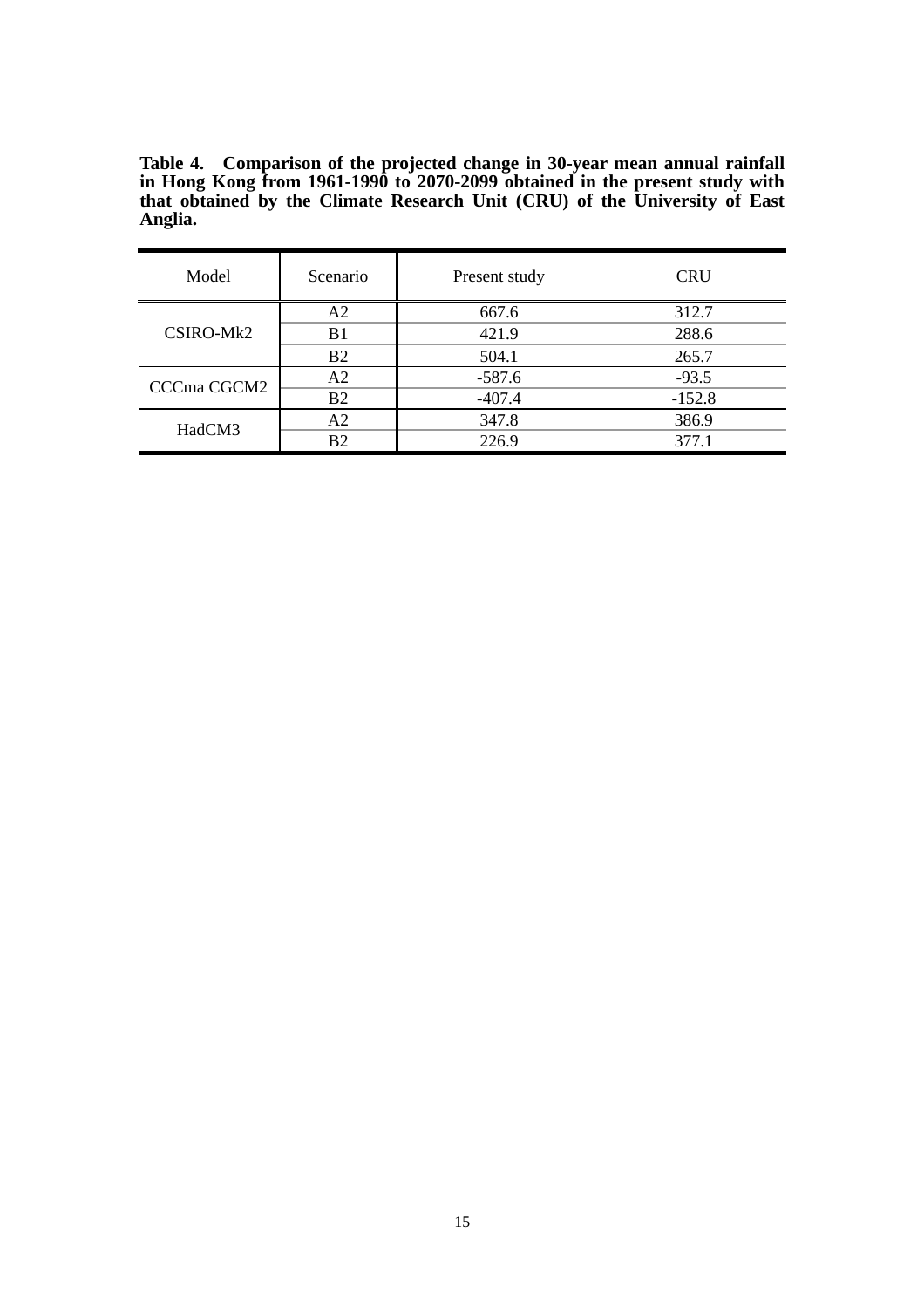**Table 4. Comparison of the projected change in 30-year mean annual rainfall in Hong Kong from 1961-1990 to 2070-2099 obtained in the present study with that obtained by the Climate Research Unit (CRU) of the University of East Anglia.**

| Model | Scenario | Present study | CRU |
|---|---|---|---|
| CSIRO-Mk2 | A2 | 667.6 | 312.7 |
| | B1 | 421.9 | 288.6 |
| | B2 | 504.1 | 265.7 |
| CCCma CGCM2 | A2 | -587.6 | -93.5 |
| | B2 | -407.4 | -152.8 |
| HadCM3 | A2 | 347.8 | 386.9 |
| | B2 | 226.9 | 377.1 |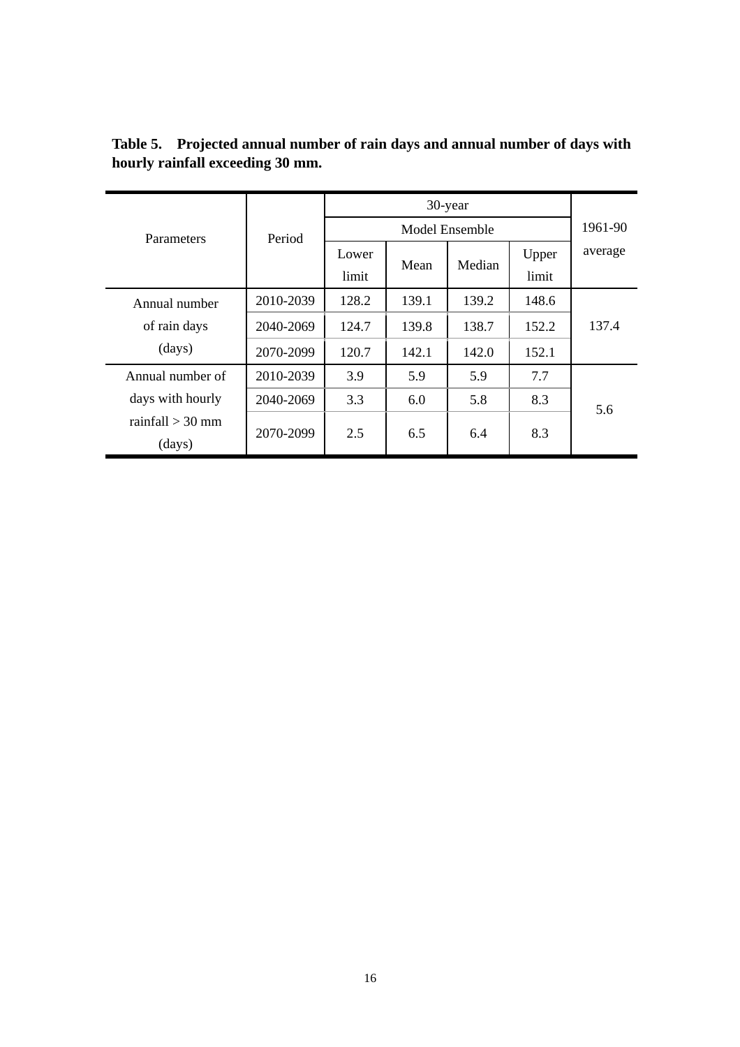**Table 5. Projected annual number of rain days and annual number of days with hourly rainfall exceeding 30 mm.**

| Parameters | Period | 30-year Model Ensemble | | | | 1961-90 average |
|---|---|---|---|---|---|---|
| | | Lower limit | Mean | Median | Upper limit | |
| Annual number of rain days (days) | 2010-2039 | 128.2 | 139.1 | 139.2 | 148.6 | 137.4 |
| | 2040-2069 | 124.7 | 139.8 | 138.7 | 152.2 | |
| | 2070-2099 | 120.7 | 142.1 | 142.0 | 152.1 | |
| Annual number of days with hourly rainfall > 30 mm (days) | 2010-2039 | 3.9 | 5.9 | 5.9 | 7.7 | 5.6 |
| | 2040-2069 | 3.3 | 6.0 | 5.8 | 8.3 | |
| | 2070-2099 | 2.5 | 6.5 | 6.4 | 8.3 | |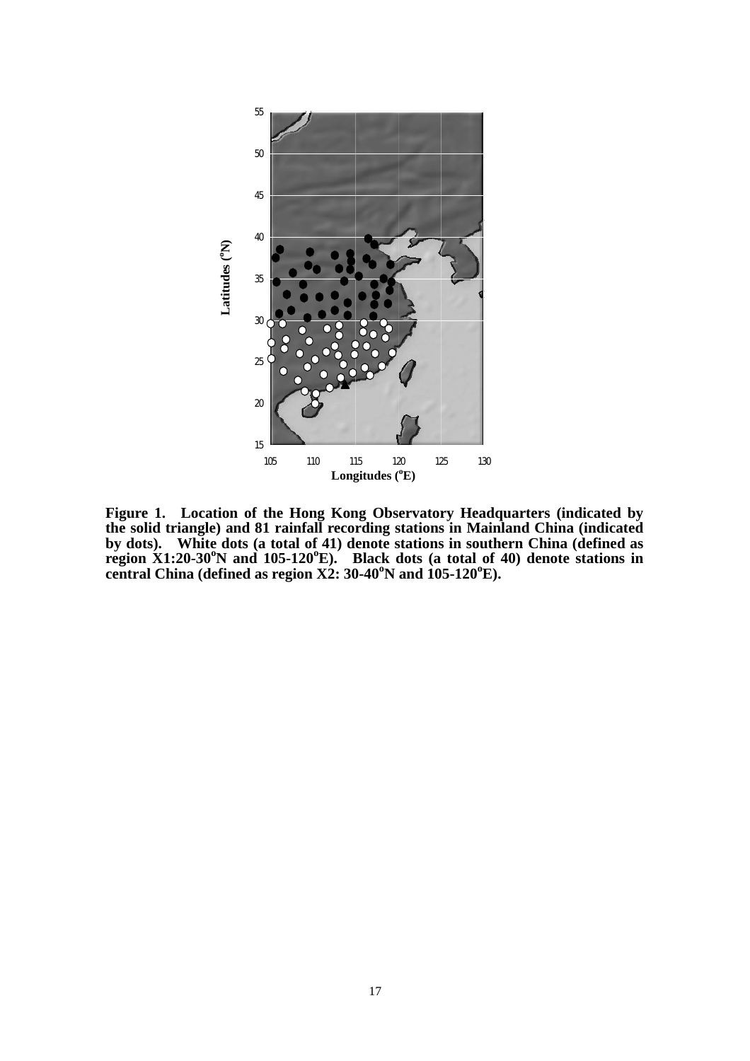**Figure 1. Location of the Hong Kong Observatory Headquarters (indicated by the solid triangle) and 81 rainfall recording stations in Mainland China (indicated by dots). White dots (a total of 41) denote stations in southern China (defined as region X1:20-30°N and 105-120°E). Black dots (a total of 40) denote stations in central China (defined as region X2: 30-40°N and 105-120°E).**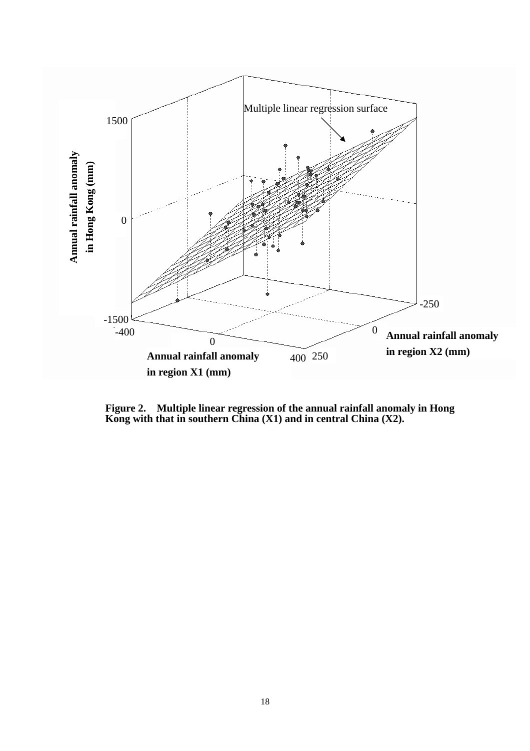**Figure 2. Multiple linear regression of the annual rainfall anomaly in Hong Kong with that in southern China (X1) and in central China (X2).**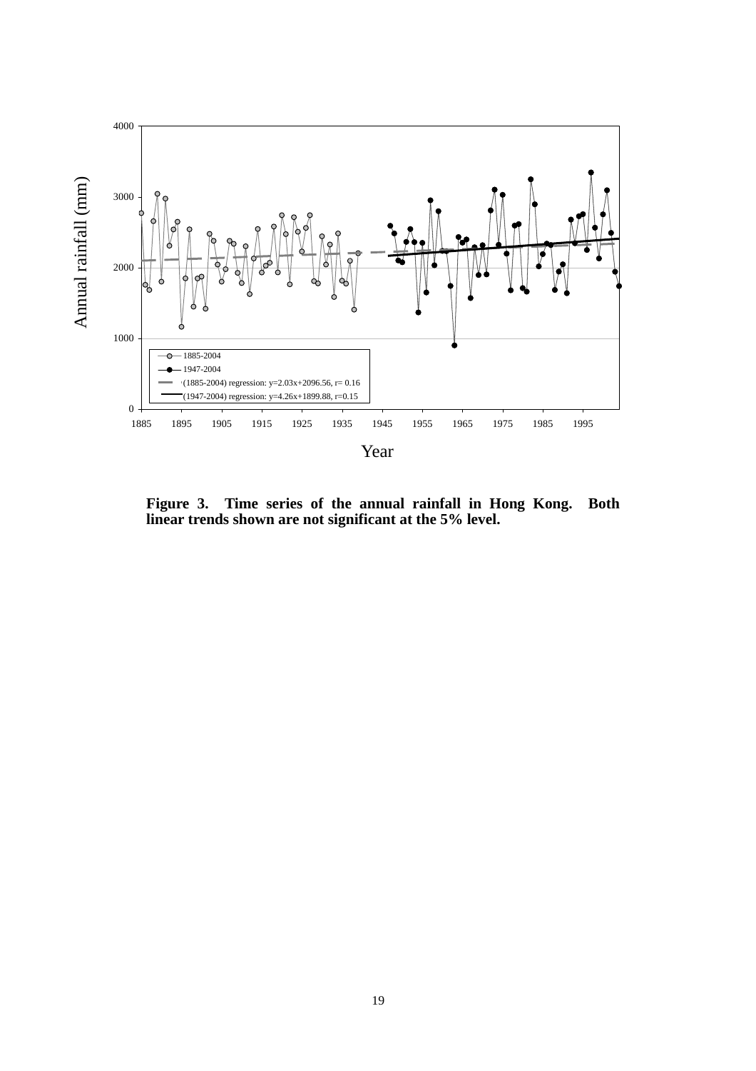**Figure 3. Time series of the annual rainfall in Hong Kong. Both linear trends shown are not significant at the 5% level.**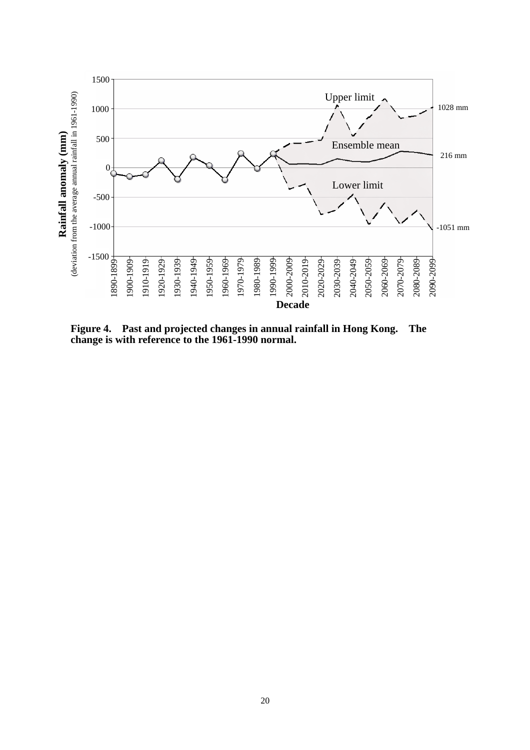**Figure 4. Past and projected changes in annual rainfall in Hong Kong. The change is with reference to the 1961-1990 normal.**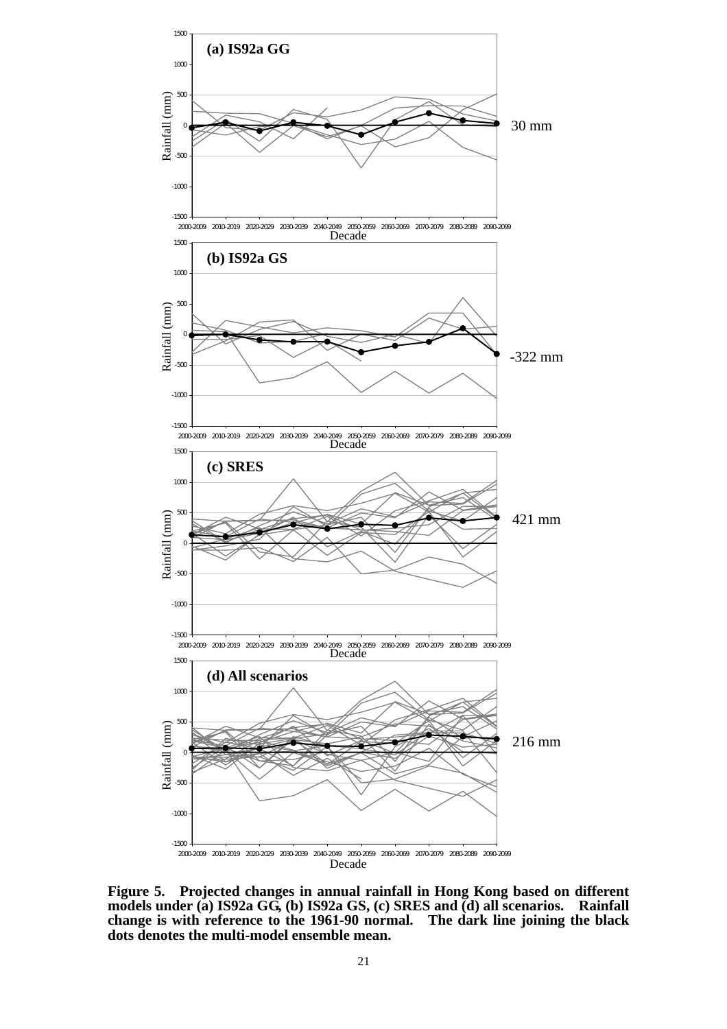**Figure 5. Projected changes in annual rainfall in Hong Kong based on different models under (a) IS92a GG, (b) IS92a GS, (c) SRES and (d) all scenarios. Rainfall change is with reference to the 1961-90 normal. The dark line joining the black dots denotes the multi-model ensemble mean.**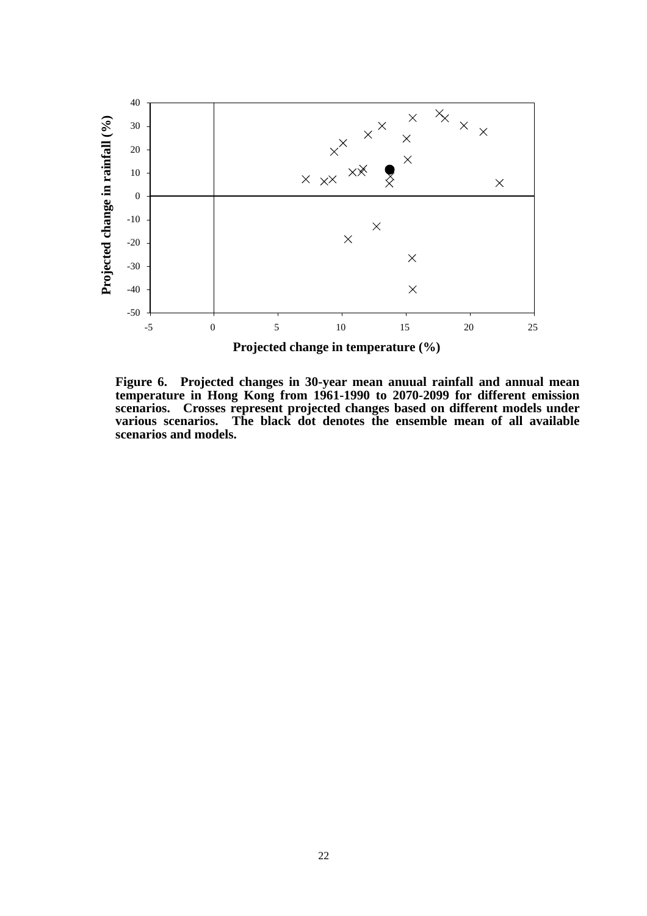**Figure 6. Projected changes in 30-year mean anuual rainfall and annual mean temperature in Hong Kong from 1961-1990 to 2070-2099 for different emission scenarios. Crosses represent projected changes based on different models under various scenarios. The black dot denotes the ensemble mean of all available scenarios and models.**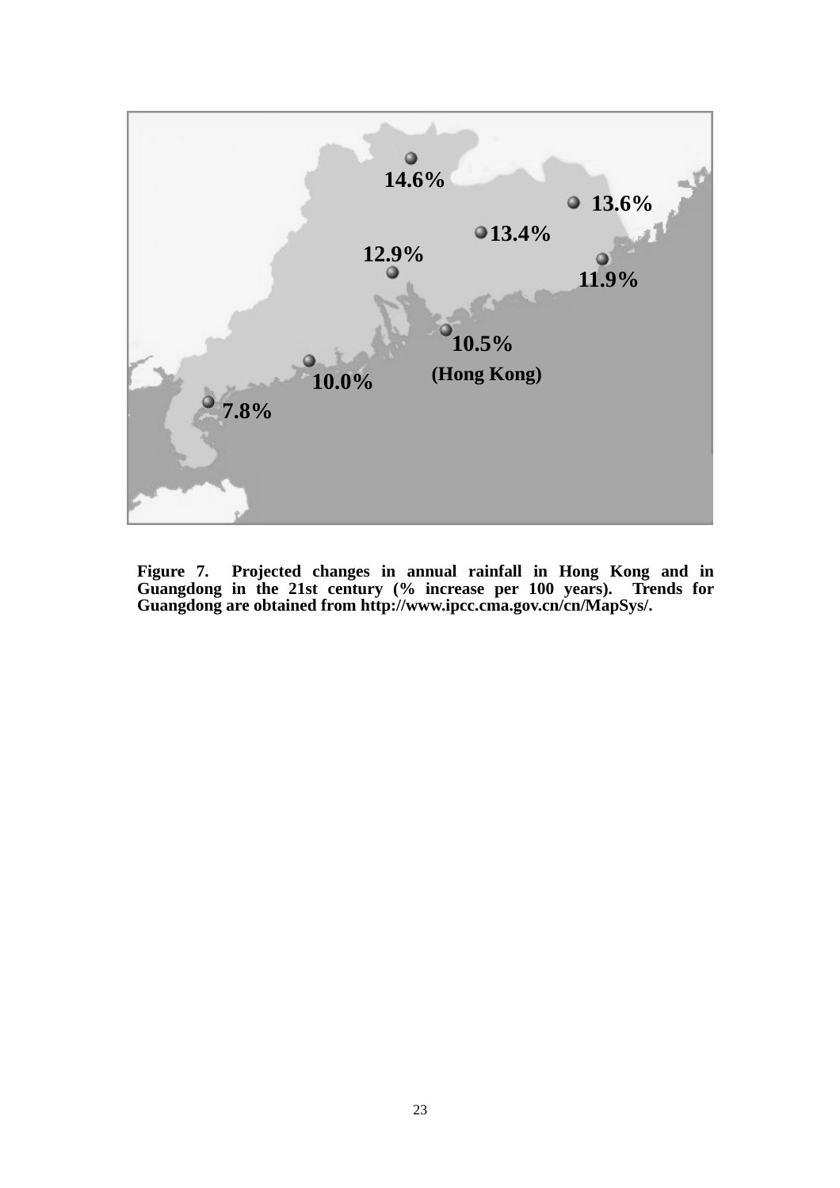14.6%

13.6%

13.4%

12.9%

11.9%

10.5%

(Hong Kong)

10.0%

7.8%

**Figure 7. Projected changes in annual rainfall in Hong Kong and in Guangdong in the 21st century (% increase per 100 years). Trends for Guangdong are obtained from http://www.ipcc.cma.gov.cn/cn/MapSys/.**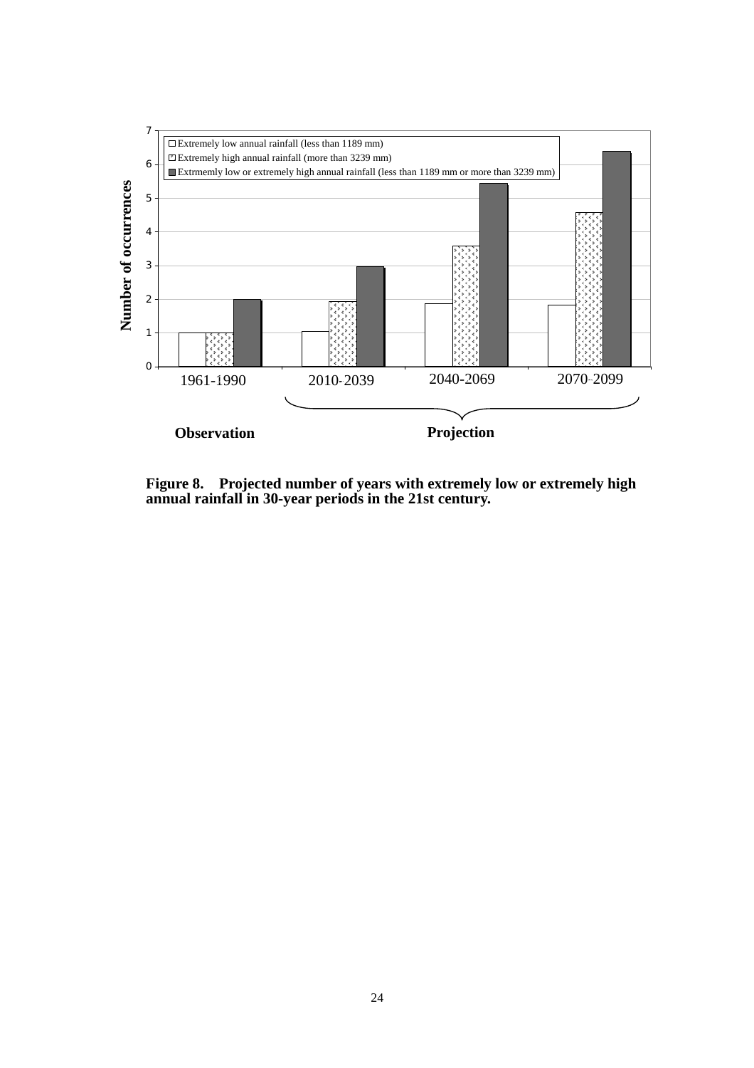7

6

5

4

3

2

1

0

Number of occurrences

□ Extremely low annual rainfall (less than 1189 mm)

Extremely high annual rainfall (more than 3239 mm)

■ Extrmemly low or extremely high annual rainfall (less than 1189 mm or more than 3239 mm)

1961-1990

2010-2039

2040-2069

2070-2099

Observation

Projection

**Figure 8. Projected number of years with extremely low or extremely high annual rainfall in 30-year periods in the 21st century.**